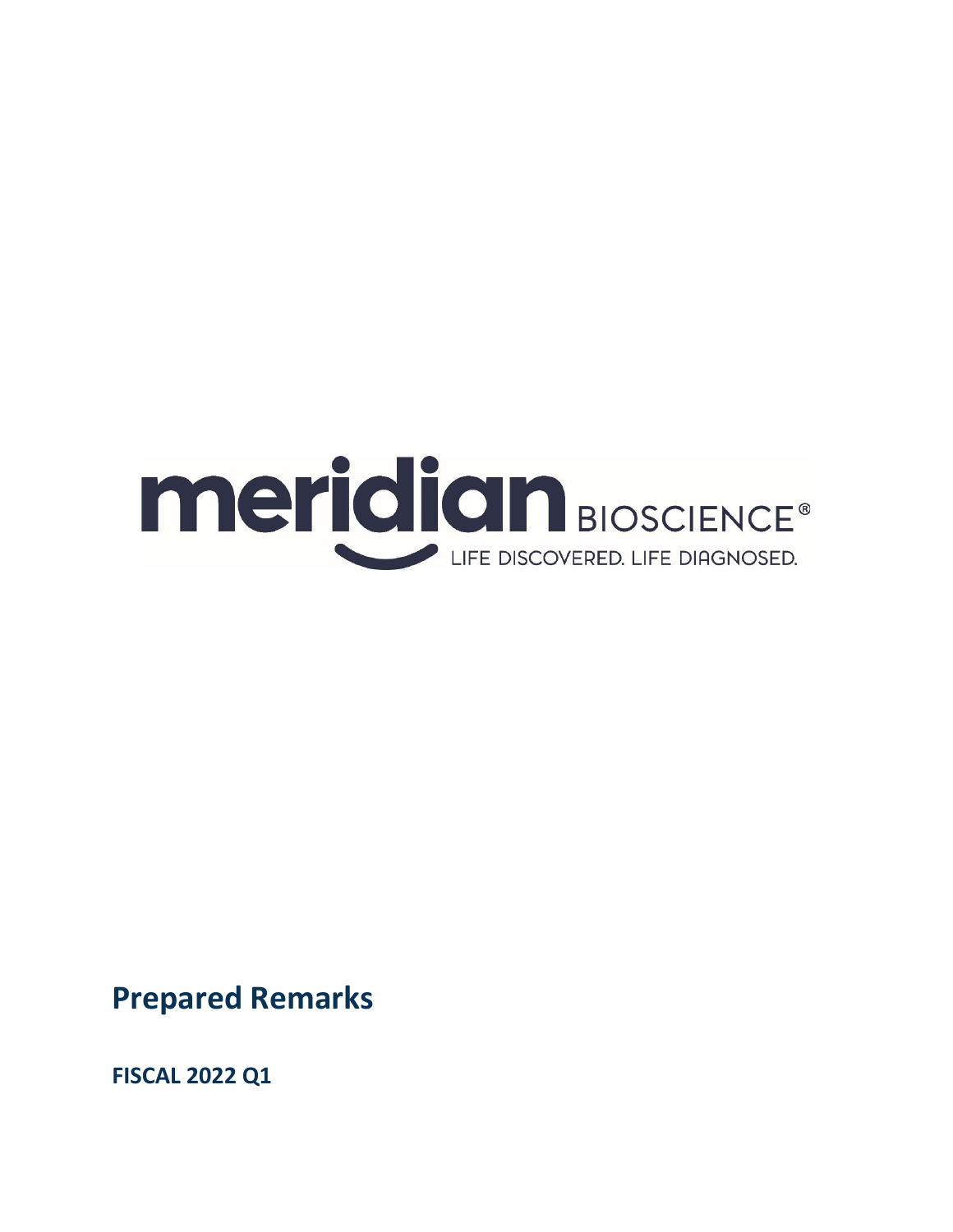meridian BIOSCIENCE®

LIFE DISCOVERED. LIFE DIAGNOSED.

# Prepared Remarks

**FISCAL 2022 Q1**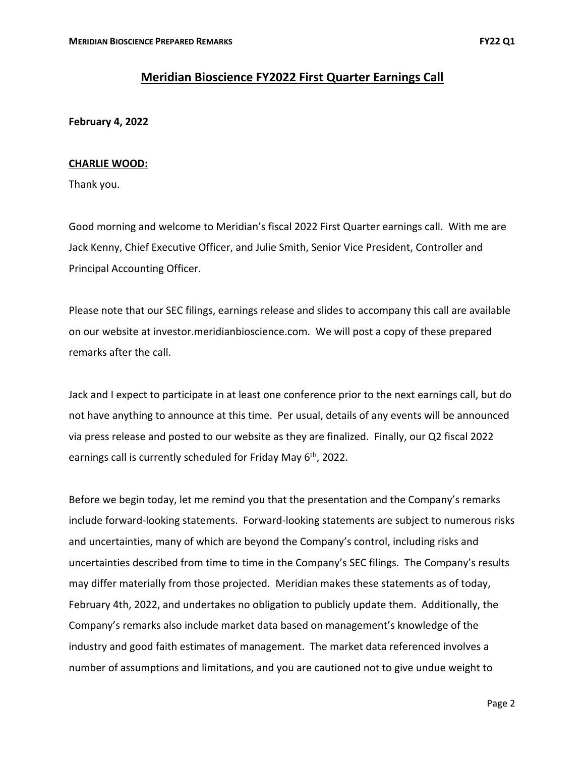# Meridian Bioscience FY2022 First Quarter Earnings Call

**February 4, 2022**

**CHARLIE WOOD:**

Thank you.

Good morning and welcome to Meridian's fiscal 2022 First Quarter earnings call. With me are Jack Kenny, Chief Executive Officer, and Julie Smith, Senior Vice President, Controller and Principal Accounting Officer.

Please note that our SEC filings, earnings release and slides to accompany this call are available on our website at investor.meridianbioscience.com. We will post a copy of these prepared remarks after the call.

Jack and I expect to participate in at least one conference prior to the next earnings call, but do not have anything to announce at this time. Per usual, details of any events will be announced via press release and posted to our website as they are finalized. Finally, our Q2 fiscal 2022 earnings call is currently scheduled for Friday May 6th, 2022.

Before we begin today, let me remind you that the presentation and the Company's remarks include forward-looking statements. Forward-looking statements are subject to numerous risks and uncertainties, many of which are beyond the Company's control, including risks and uncertainties described from time to time in the Company's SEC filings. The Company's results may differ materially from those projected. Meridian makes these statements as of today, February 4th, 2022, and undertakes no obligation to publicly update them. Additionally, the Company's remarks also include market data based on management's knowledge of the industry and good faith estimates of management. The market data referenced involves a number of assumptions and limitations, and you are cautioned not to give undue weight to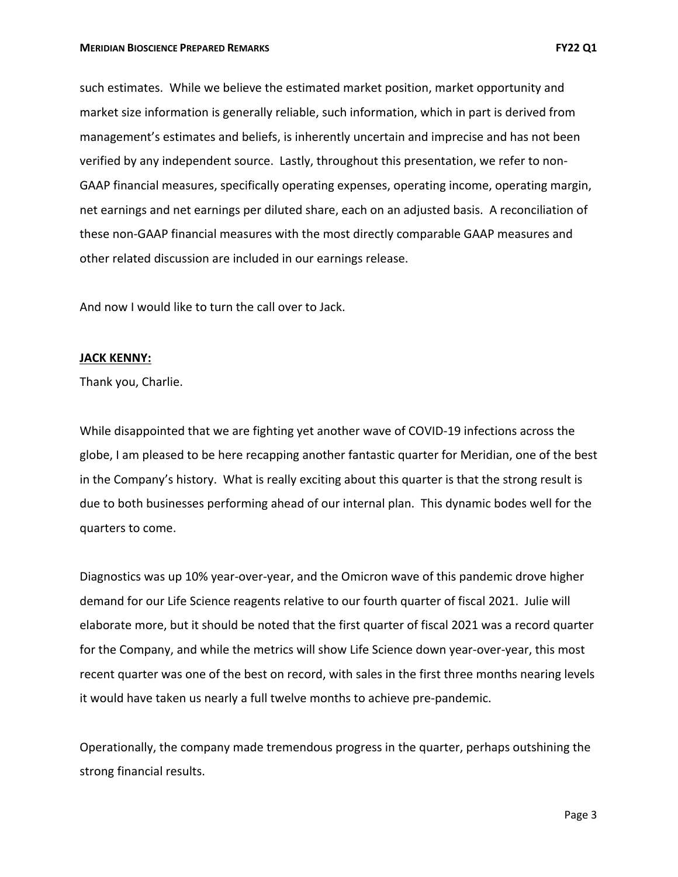such estimates. While we believe the estimated market position, market opportunity and market size information is generally reliable, such information, which in part is derived from management's estimates and beliefs, is inherently uncertain and imprecise and has not been verified by any independent source. Lastly, throughout this presentation, we refer to non-GAAP financial measures, specifically operating expenses, operating income, operating margin, net earnings and net earnings per diluted share, each on an adjusted basis. A reconciliation of these non-GAAP financial measures with the most directly comparable GAAP measures and other related discussion are included in our earnings release.

And now I would like to turn the call over to Jack.

**JACK KENNY:**

Thank you, Charlie.

While disappointed that we are fighting yet another wave of COVID-19 infections across the globe, I am pleased to be here recapping another fantastic quarter for Meridian, one of the best in the Company's history. What is really exciting about this quarter is that the strong result is due to both businesses performing ahead of our internal plan. This dynamic bodes well for the quarters to come.

Diagnostics was up 10% year-over-year, and the Omicron wave of this pandemic drove higher demand for our Life Science reagents relative to our fourth quarter of fiscal 2021. Julie will elaborate more, but it should be noted that the first quarter of fiscal 2021 was a record quarter for the Company, and while the metrics will show Life Science down year-over-year, this most recent quarter was one of the best on record, with sales in the first three months nearing levels it would have taken us nearly a full twelve months to achieve pre-pandemic.

Operationally, the company made tremendous progress in the quarter, perhaps outshining the strong financial results.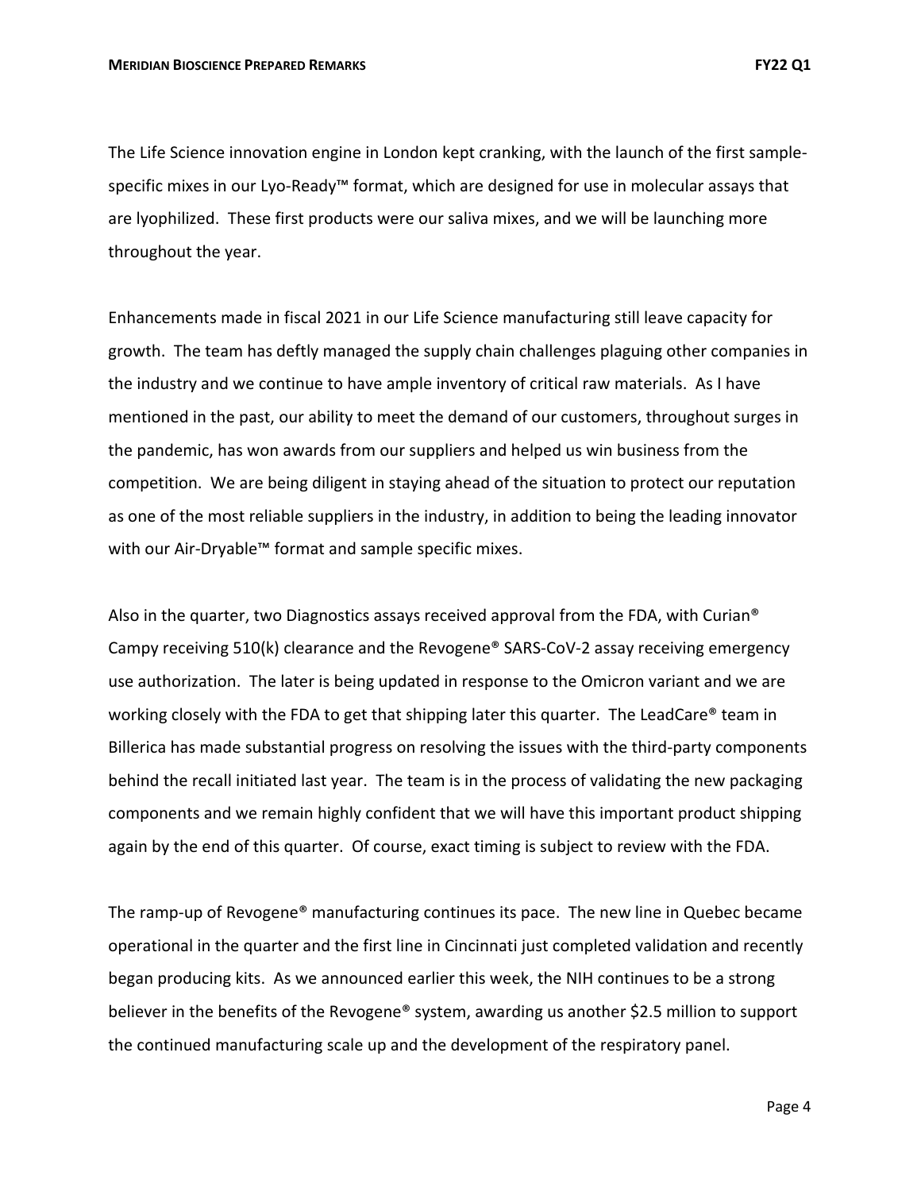The Life Science innovation engine in London kept cranking, with the launch of the first sample-specific mixes in our Lyo-Ready™ format, which are designed for use in molecular assays that are lyophilized. These first products were our saliva mixes, and we will be launching more throughout the year.

Enhancements made in fiscal 2021 in our Life Science manufacturing still leave capacity for growth. The team has deftly managed the supply chain challenges plaguing other companies in the industry and we continue to have ample inventory of critical raw materials. As I have mentioned in the past, our ability to meet the demand of our customers, throughout surges in the pandemic, has won awards from our suppliers and helped us win business from the competition. We are being diligent in staying ahead of the situation to protect our reputation as one of the most reliable suppliers in the industry, in addition to being the leading innovator with our Air-Dryable™ format and sample specific mixes.

Also in the quarter, two Diagnostics assays received approval from the FDA, with Curian® Campy receiving 510(k) clearance and the Revogene® SARS-CoV-2 assay receiving emergency use authorization. The later is being updated in response to the Omicron variant and we are working closely with the FDA to get that shipping later this quarter. The LeadCare® team in Billerica has made substantial progress on resolving the issues with the third-party components behind the recall initiated last year. The team is in the process of validating the new packaging components and we remain highly confident that we will have this important product shipping again by the end of this quarter. Of course, exact timing is subject to review with the FDA.

The ramp-up of Revogene® manufacturing continues its pace. The new line in Quebec became operational in the quarter and the first line in Cincinnati just completed validation and recently began producing kits. As we announced earlier this week, the NIH continues to be a strong believer in the benefits of the Revogene® system, awarding us another $2.5 million to support the continued manufacturing scale up and the development of the respiratory panel.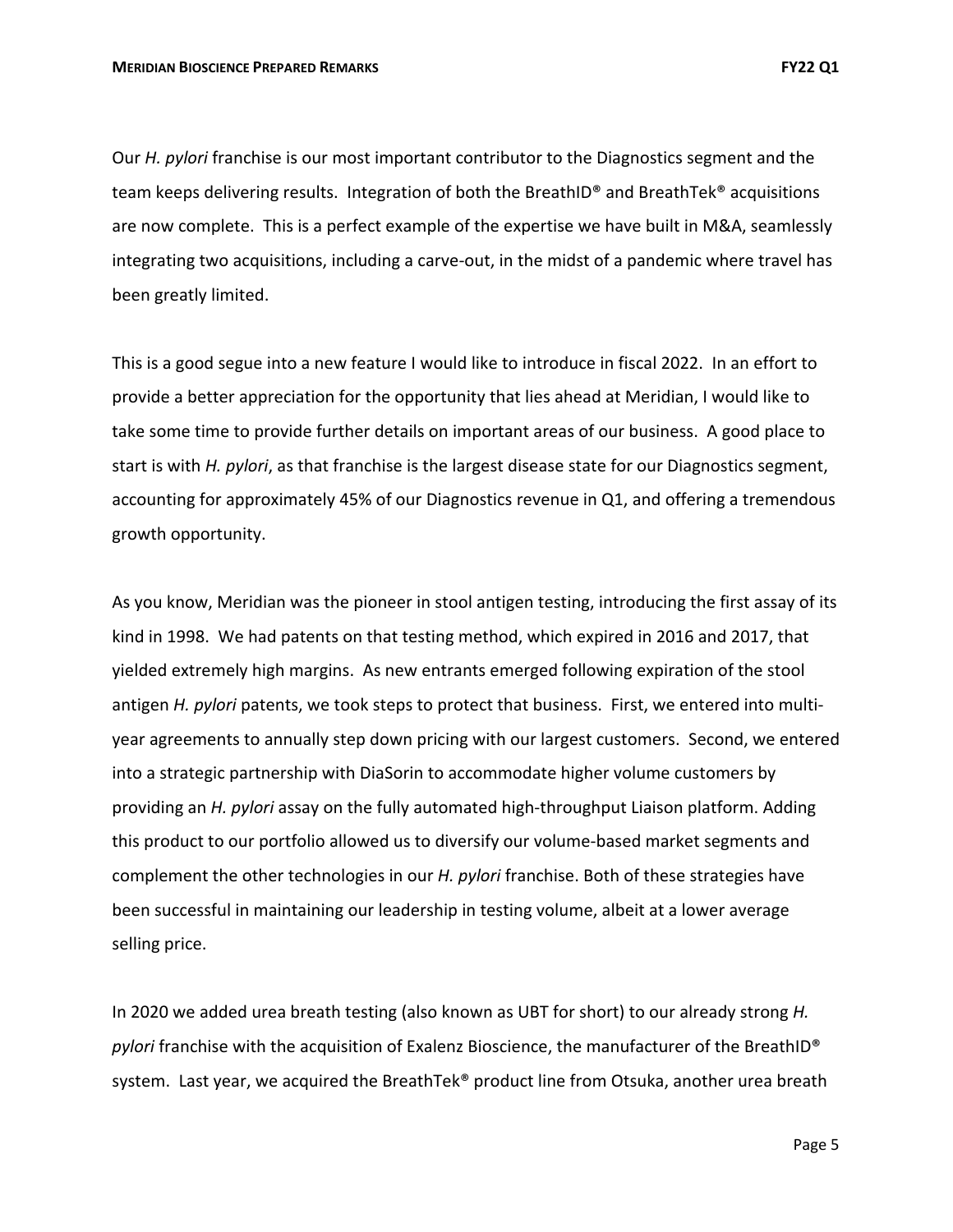Our *H. pylori* franchise is our most important contributor to the Diagnostics segment and the team keeps delivering results. Integration of both the BreathID® and BreathTek® acquisitions are now complete. This is a perfect example of the expertise we have built in M&A, seamlessly integrating two acquisitions, including a carve-out, in the midst of a pandemic where travel has been greatly limited.

This is a good segue into a new feature I would like to introduce in fiscal 2022. In an effort to provide a better appreciation for the opportunity that lies ahead at Meridian, I would like to take some time to provide further details on important areas of our business. A good place to start is with *H. pylori*, as that franchise is the largest disease state for our Diagnostics segment, accounting for approximately 45% of our Diagnostics revenue in Q1, and offering a tremendous growth opportunity.

As you know, Meridian was the pioneer in stool antigen testing, introducing the first assay of its kind in 1998. We had patents on that testing method, which expired in 2016 and 2017, that yielded extremely high margins. As new entrants emerged following expiration of the stool antigen *H. pylori* patents, we took steps to protect that business. First, we entered into multi-year agreements to annually step down pricing with our largest customers. Second, we entered into a strategic partnership with DiaSorin to accommodate higher volume customers by providing an *H. pylori* assay on the fully automated high-throughput Liaison platform. Adding this product to our portfolio allowed us to diversify our volume-based market segments and complement the other technologies in our *H. pylori* franchise. Both of these strategies have been successful in maintaining our leadership in testing volume, albeit at a lower average selling price.

In 2020 we added urea breath testing (also known as UBT for short) to our already strong *H. pylori* franchise with the acquisition of Exalenz Bioscience, the manufacturer of the BreathID® system. Last year, we acquired the BreathTek® product line from Otsuka, another urea breath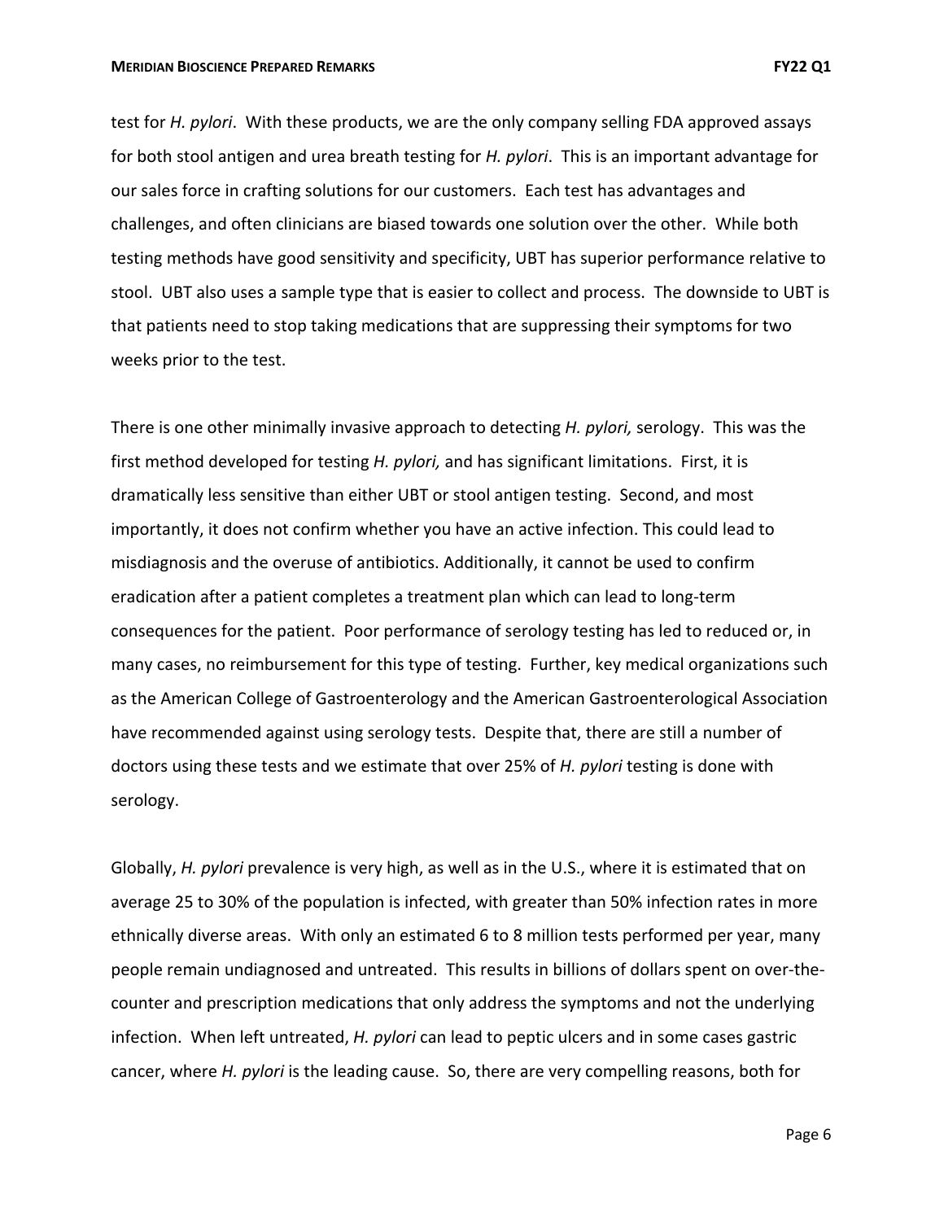test for *H. pylori*. With these products, we are the only company selling FDA approved assays for both stool antigen and urea breath testing for *H. pylori*. This is an important advantage for our sales force in crafting solutions for our customers. Each test has advantages and challenges, and often clinicians are biased towards one solution over the other. While both testing methods have good sensitivity and specificity, UBT has superior performance relative to stool. UBT also uses a sample type that is easier to collect and process. The downside to UBT is that patients need to stop taking medications that are suppressing their symptoms for two weeks prior to the test.

There is one other minimally invasive approach to detecting *H. pylori,* serology. This was the first method developed for testing *H. pylori,* and has significant limitations. First, it is dramatically less sensitive than either UBT or stool antigen testing. Second, and most importantly, it does not confirm whether you have an active infection. This could lead to misdiagnosis and the overuse of antibiotics. Additionally, it cannot be used to confirm eradication after a patient completes a treatment plan which can lead to long-term consequences for the patient. Poor performance of serology testing has led to reduced or, in many cases, no reimbursement for this type of testing. Further, key medical organizations such as the American College of Gastroenterology and the American Gastroenterological Association have recommended against using serology tests. Despite that, there are still a number of doctors using these tests and we estimate that over 25% of *H. pylori* testing is done with serology.

Globally, *H. pylori* prevalence is very high, as well as in the U.S., where it is estimated that on average 25 to 30% of the population is infected, with greater than 50% infection rates in more ethnically diverse areas. With only an estimated 6 to 8 million tests performed per year, many people remain undiagnosed and untreated. This results in billions of dollars spent on over-the-counter and prescription medications that only address the symptoms and not the underlying infection. When left untreated, *H. pylori* can lead to peptic ulcers and in some cases gastric cancer, where *H. pylori* is the leading cause. So, there are very compelling reasons, both for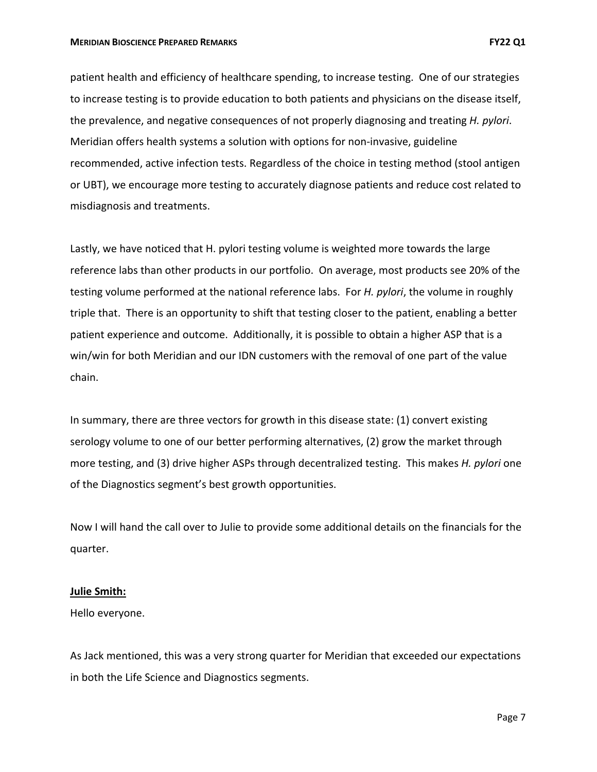patient health and efficiency of healthcare spending, to increase testing. One of our strategies to increase testing is to provide education to both patients and physicians on the disease itself, the prevalence, and negative consequences of not properly diagnosing and treating *H. pylori*. Meridian offers health systems a solution with options for non-invasive, guideline recommended, active infection tests. Regardless of the choice in testing method (stool antigen or UBT), we encourage more testing to accurately diagnose patients and reduce cost related to misdiagnosis and treatments.

Lastly, we have noticed that H. pylori testing volume is weighted more towards the large reference labs than other products in our portfolio. On average, most products see 20% of the testing volume performed at the national reference labs. For *H. pylori*, the volume in roughly triple that. There is an opportunity to shift that testing closer to the patient, enabling a better patient experience and outcome. Additionally, it is possible to obtain a higher ASP that is a win/win for both Meridian and our IDN customers with the removal of one part of the value chain.

In summary, there are three vectors for growth in this disease state: (1) convert existing serology volume to one of our better performing alternatives, (2) grow the market through more testing, and (3) drive higher ASPs through decentralized testing. This makes *H. pylori* one of the Diagnostics segment's best growth opportunities.

Now I will hand the call over to Julie to provide some additional details on the financials for the quarter.

**Julie Smith:**

Hello everyone.

As Jack mentioned, this was a very strong quarter for Meridian that exceeded our expectations in both the Life Science and Diagnostics segments.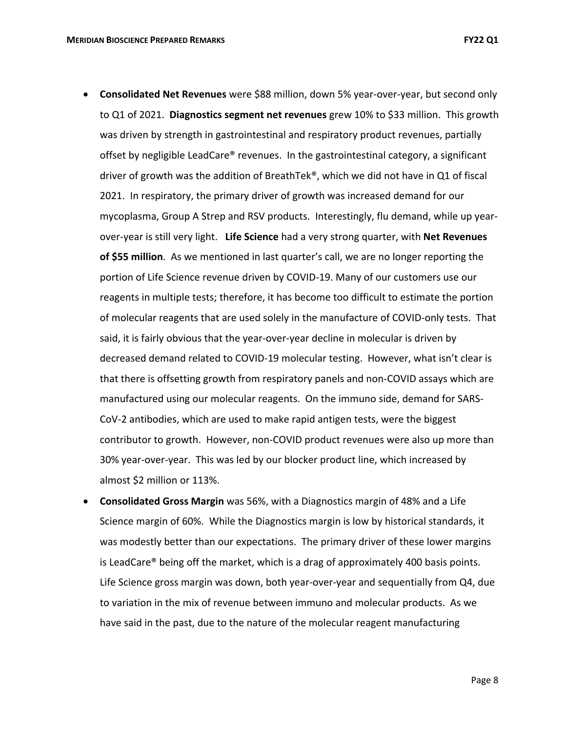- **Consolidated Net Revenues** were $88 million, down 5% year-over-year, but second only to Q1 of 2021. **Diagnostics segment net revenues** grew 10% to $33 million. This growth was driven by strength in gastrointestinal and respiratory product revenues, partially offset by negligible LeadCare® revenues. In the gastrointestinal category, a significant driver of growth was the addition of BreathTek®, which we did not have in Q1 of fiscal 2021. In respiratory, the primary driver of growth was increased demand for our mycoplasma, Group A Strep and RSV products. Interestingly, flu demand, while up year-over-year is still very light. **Life Science** had a very strong quarter, with **Net Revenues of $55 million**. As we mentioned in last quarter's call, we are no longer reporting the portion of Life Science revenue driven by COVID-19. Many of our customers use our reagents in multiple tests; therefore, it has become too difficult to estimate the portion of molecular reagents that are used solely in the manufacture of COVID-only tests. That said, it is fairly obvious that the year-over-year decline in molecular is driven by decreased demand related to COVID-19 molecular testing. However, what isn't clear is that there is offsetting growth from respiratory panels and non-COVID assays which are manufactured using our molecular reagents. On the immuno side, demand for SARS-CoV-2 antibodies, which are used to make rapid antigen tests, were the biggest contributor to growth. However, non-COVID product revenues were also up more than 30% year-over-year. This was led by our blocker product line, which increased by almost $2 million or 113%.
- **Consolidated Gross Margin** was 56%, with a Diagnostics margin of 48% and a Life Science margin of 60%. While the Diagnostics margin is low by historical standards, it was modestly better than our expectations. The primary driver of these lower margins is LeadCare® being off the market, which is a drag of approximately 400 basis points. Life Science gross margin was down, both year-over-year and sequentially from Q4, due to variation in the mix of revenue between immuno and molecular products. As we have said in the past, due to the nature of the molecular reagent manufacturing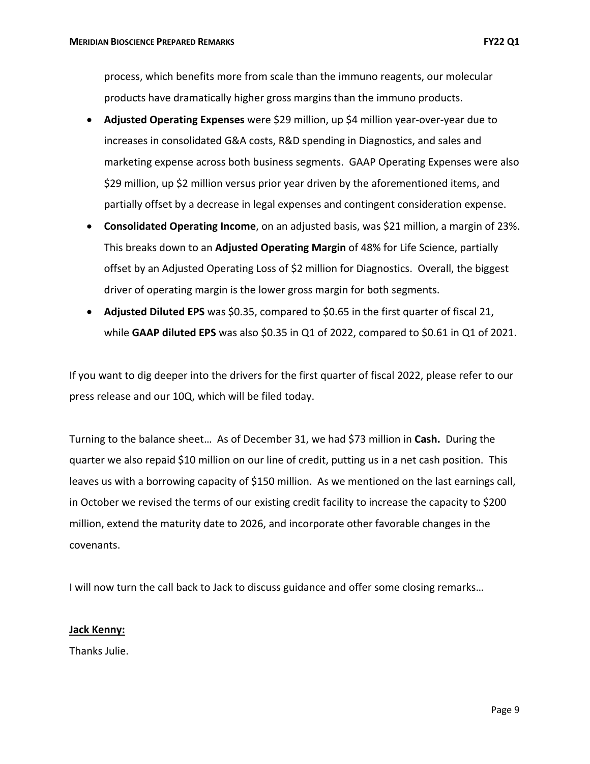process, which benefits more from scale than the immuno reagents, our molecular products have dramatically higher gross margins than the immuno products.

- **Adjusted Operating Expenses** were $29 million, up $4 million year-over-year due to increases in consolidated G&A costs, R&D spending in Diagnostics, and sales and marketing expense across both business segments. GAAP Operating Expenses were also $29 million, up $2 million versus prior year driven by the aforementioned items, and partially offset by a decrease in legal expenses and contingent consideration expense.
- **Consolidated Operating Income**, on an adjusted basis, was $21 million, a margin of 23%. This breaks down to an **Adjusted Operating Margin** of 48% for Life Science, partially offset by an Adjusted Operating Loss of $2 million for Diagnostics. Overall, the biggest driver of operating margin is the lower gross margin for both segments.
- **Adjusted Diluted EPS** was $0.35, compared to $0.65 in the first quarter of fiscal 21, while **GAAP diluted EPS** was also $0.35 in Q1 of 2022, compared to $0.61 in Q1 of 2021.

If you want to dig deeper into the drivers for the first quarter of fiscal 2022, please refer to our press release and our 10Q, which will be filed today.

Turning to the balance sheet… As of December 31, we had $73 million in **Cash.** During the quarter we also repaid $10 million on our line of credit, putting us in a net cash position. This leaves us with a borrowing capacity of $150 million. As we mentioned on the last earnings call, in October we revised the terms of our existing credit facility to increase the capacity to $200 million, extend the maturity date to 2026, and incorporate other favorable changes in the covenants.

I will now turn the call back to Jack to discuss guidance and offer some closing remarks…

**Jack Kenny:**

Thanks Julie.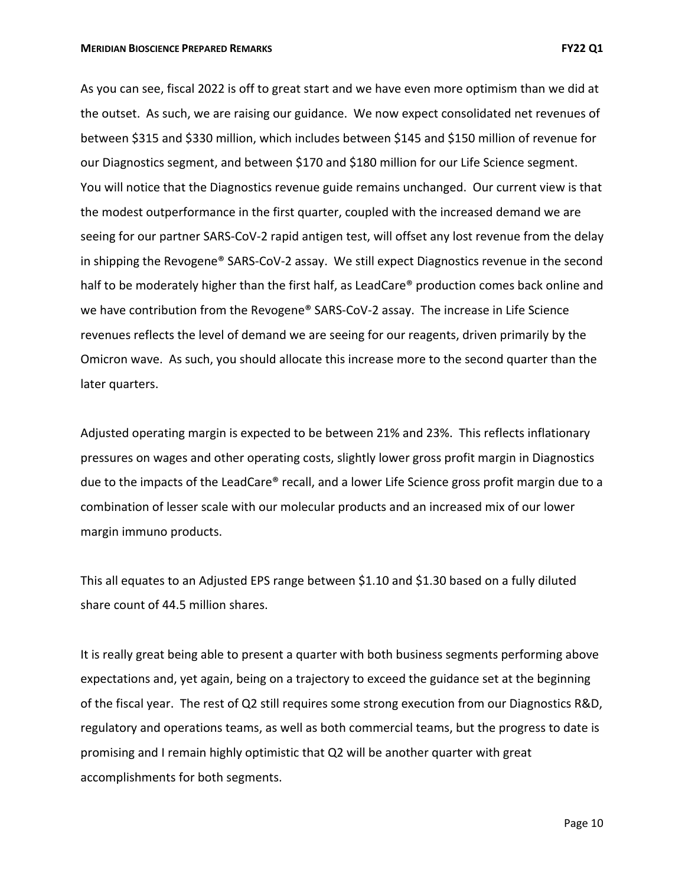As you can see, fiscal 2022 is off to great start and we have even more optimism than we did at the outset. As such, we are raising our guidance. We now expect consolidated net revenues of between $315 and $330 million, which includes between $145 and $150 million of revenue for our Diagnostics segment, and between $170 and $180 million for our Life Science segment. You will notice that the Diagnostics revenue guide remains unchanged. Our current view is that the modest outperformance in the first quarter, coupled with the increased demand we are seeing for our partner SARS-CoV-2 rapid antigen test, will offset any lost revenue from the delay in shipping the Revogene® SARS-CoV-2 assay. We still expect Diagnostics revenue in the second half to be moderately higher than the first half, as LeadCare® production comes back online and we have contribution from the Revogene® SARS-CoV-2 assay. The increase in Life Science revenues reflects the level of demand we are seeing for our reagents, driven primarily by the Omicron wave. As such, you should allocate this increase more to the second quarter than the later quarters.

Adjusted operating margin is expected to be between 21% and 23%. This reflects inflationary pressures on wages and other operating costs, slightly lower gross profit margin in Diagnostics due to the impacts of the LeadCare® recall, and a lower Life Science gross profit margin due to a combination of lesser scale with our molecular products and an increased mix of our lower margin immuno products.

This all equates to an Adjusted EPS range between $1.10 and $1.30 based on a fully diluted share count of 44.5 million shares.

It is really great being able to present a quarter with both business segments performing above expectations and, yet again, being on a trajectory to exceed the guidance set at the beginning of the fiscal year. The rest of Q2 still requires some strong execution from our Diagnostics R&D, regulatory and operations teams, as well as both commercial teams, but the progress to date is promising and I remain highly optimistic that Q2 will be another quarter with great accomplishments for both segments.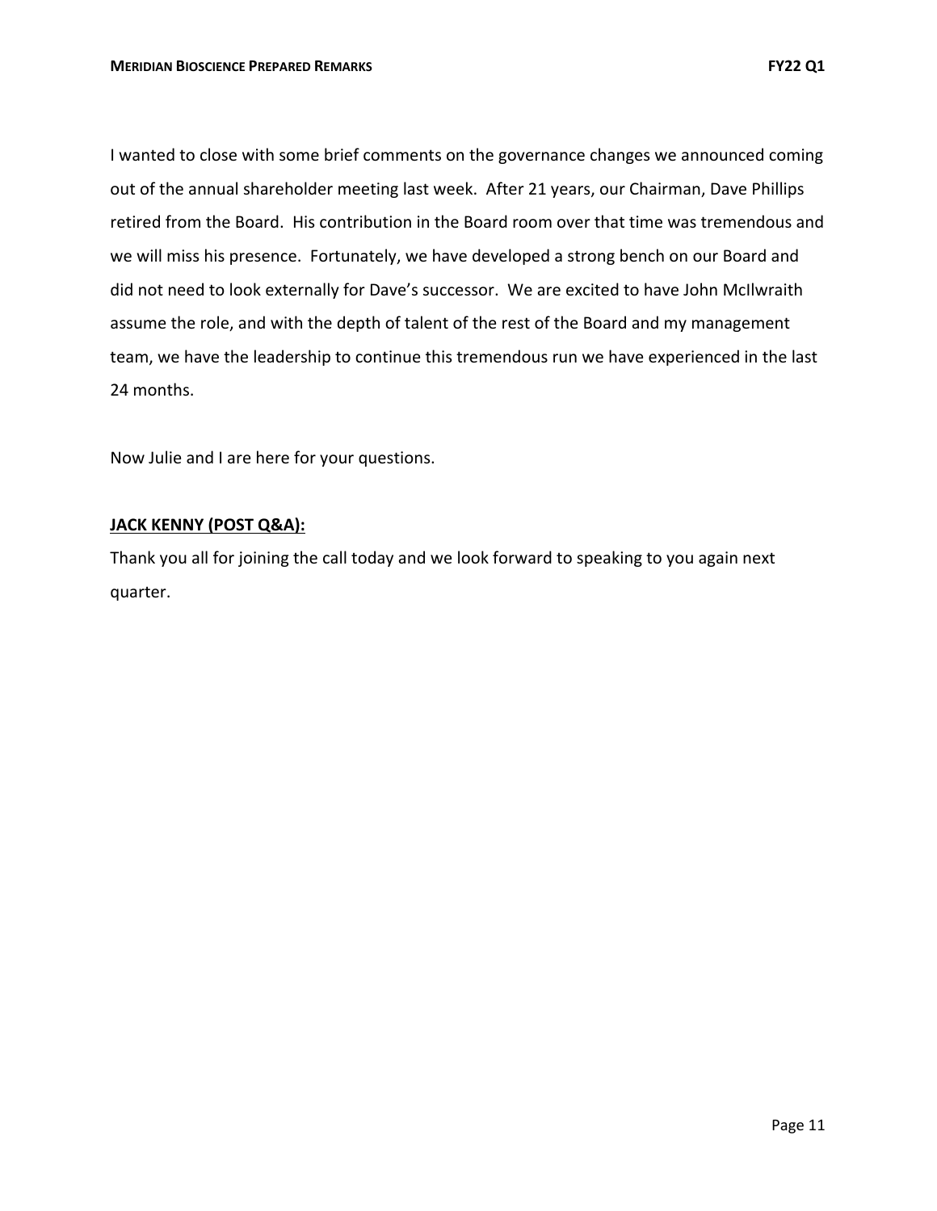I wanted to close with some brief comments on the governance changes we announced coming out of the annual shareholder meeting last week. After 21 years, our Chairman, Dave Phillips retired from the Board. His contribution in the Board room over that time was tremendous and we will miss his presence. Fortunately, we have developed a strong bench on our Board and did not need to look externally for Dave's successor. We are excited to have John McIlwraith assume the role, and with the depth of talent of the rest of the Board and my management team, we have the leadership to continue this tremendous run we have experienced in the last 24 months.

Now Julie and I are here for your questions.

**JACK KENNY (POST Q&A):**

Thank you all for joining the call today and we look forward to speaking to you again next quarter.